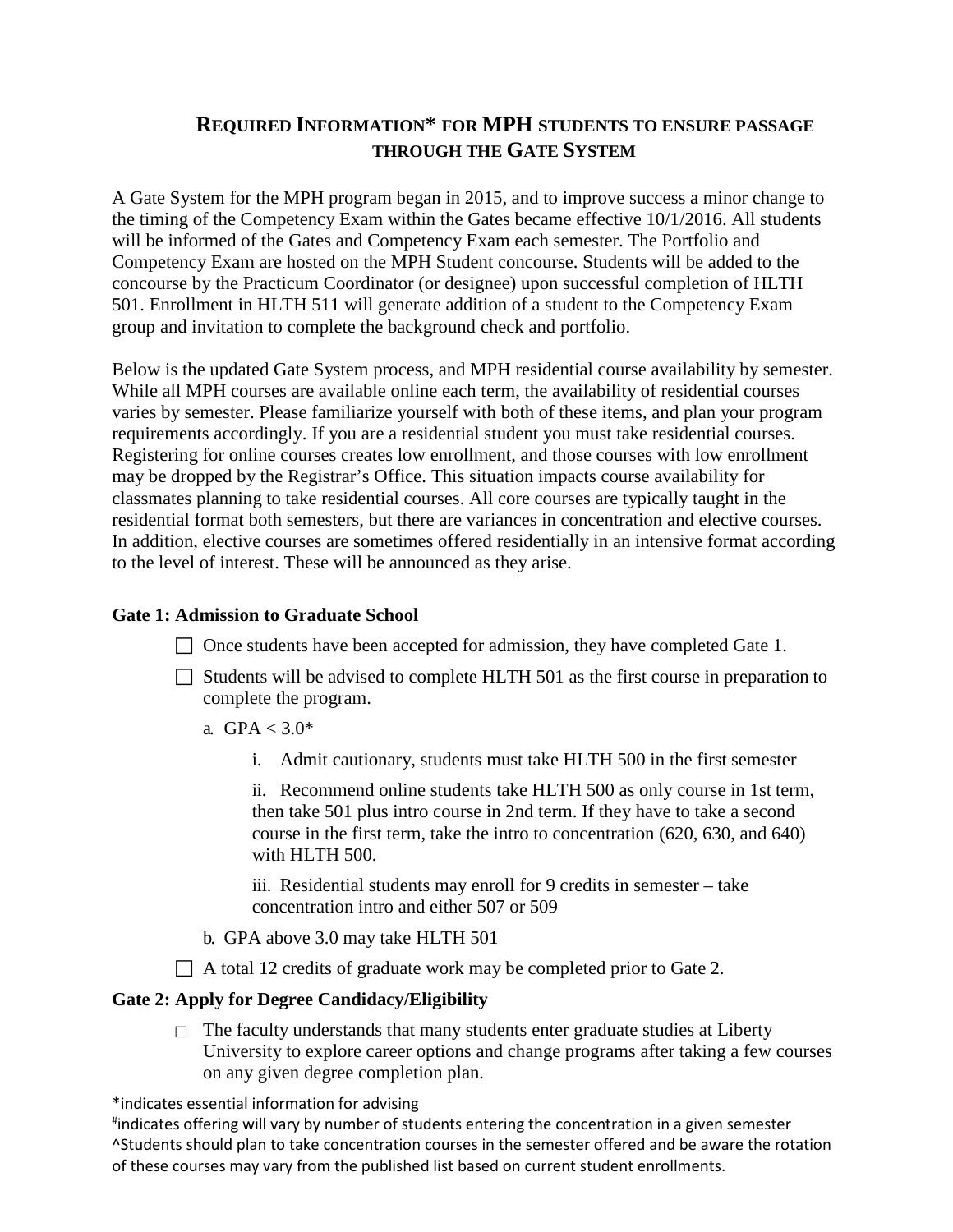# REQUIRED INFORMATION* FOR MPH STUDENTS TO ENSURE PASSAGE THROUGH THE GATE SYSTEM

A Gate System for the MPH program began in 2015, and to improve success a minor change to the timing of the Competency Exam within the Gates became effective 10/1/2016. All students will be informed of the Gates and Competency Exam each semester. The Portfolio and Competency Exam are hosted on the MPH Student concourse. Students will be added to the concourse by the Practicum Coordinator (or designee) upon successful completion of HLTH 501. Enrollment in HLTH 511 will generate addition of a student to the Competency Exam group and invitation to complete the background check and portfolio.

Below is the updated Gate System process, and MPH residential course availability by semester. While all MPH courses are available online each term, the availability of residential courses varies by semester. Please familiarize yourself with both of these items, and plan your program requirements accordingly. If you are a residential student you must take residential courses. Registering for online courses creates low enrollment, and those courses with low enrollment may be dropped by the Registrar's Office. This situation impacts course availability for classmates planning to take residential courses. All core courses are typically taught in the residential format both semesters, but there are variances in concentration and elective courses. In addition, elective courses are sometimes offered residentially in an intensive format according to the level of interest. These will be announced as they arise.

### Gate 1: Admission to Graduate School

- ☐ Once students have been accepted for admission, they have completed Gate 1.
- ☐ Students will be advised to complete HLTH 501 as the first course in preparation to complete the program.
  - a. GPA < 3.0*
    - i. Admit cautionary, students must take HLTH 500 in the first semester
    - ii. Recommend online students take HLTH 500 as only course in 1st term, then take 501 plus intro course in 2nd term. If they have to take a second course in the first term, take the intro to concentration (620, 630, and 640) with HLTH 500.
    - iii. Residential students may enroll for 9 credits in semester – take concentration intro and either 507 or 509
  - b. GPA above 3.0 may take HLTH 501
- ☐ A total 12 credits of graduate work may be completed prior to Gate 2.

### Gate 2: Apply for Degree Candidacy/Eligibility

- ☐ The faculty understands that many students enter graduate studies at Liberty University to explore career options and change programs after taking a few courses on any given degree completion plan.

*indicates essential information for advising

#indicates offering will vary by number of students entering the concentration in a given semester

^Students should plan to take concentration courses in the semester offered and be aware the rotation of these courses may vary from the published list based on current student enrollments.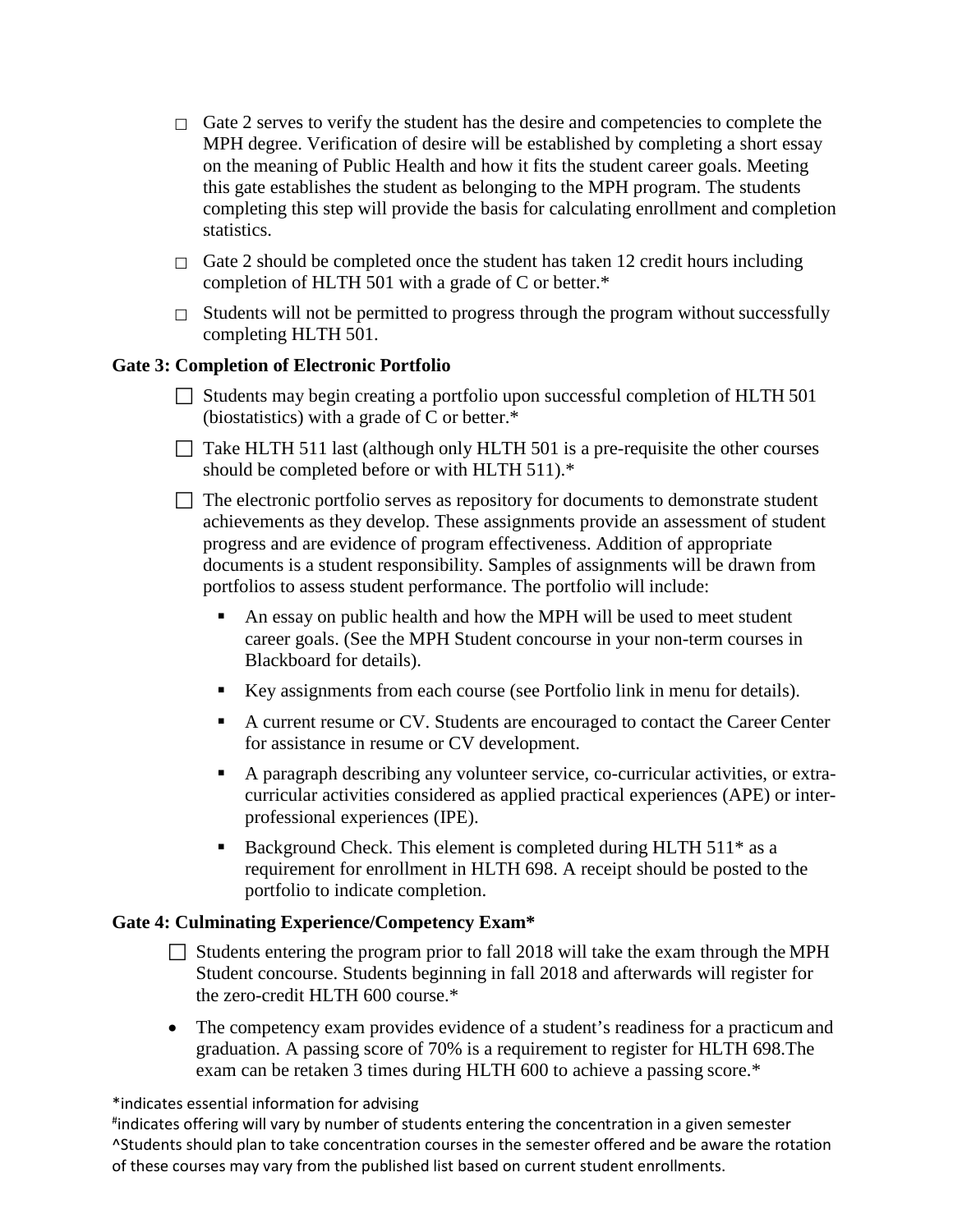- ☐ Gate 2 serves to verify the student has the desire and competencies to complete the MPH degree. Verification of desire will be established by completing a short essay on the meaning of Public Health and how it fits the student career goals. Meeting this gate establishes the student as belonging to the MPH program. The students completing this step will provide the basis for calculating enrollment and completion statistics.
- ☐ Gate 2 should be completed once the student has taken 12 credit hours including completion of HLTH 501 with a grade of C or better.*
- ☐ Students will not be permitted to progress through the program without successfully completing HLTH 501.

**Gate 3: Completion of Electronic Portfolio**

- ☐ Students may begin creating a portfolio upon successful completion of HLTH 501 (biostatistics) with a grade of C or better.*
- ☐ Take HLTH 511 last (although only HLTH 501 is a pre-requisite the other courses should be completed before or with HLTH 511).*
- ☐ The electronic portfolio serves as repository for documents to demonstrate student achievements as they develop. These assignments provide an assessment of student progress and are evidence of program effectiveness. Addition of appropriate documents is a student responsibility. Samples of assignments will be drawn from portfolios to assess student performance. The portfolio will include:
  - An essay on public health and how the MPH will be used to meet student career goals. (See the MPH Student concourse in your non-term courses in Blackboard for details).
  - Key assignments from each course (see Portfolio link in menu for details).
  - A current resume or CV. Students are encouraged to contact the Career Center for assistance in resume or CV development.
  - A paragraph describing any volunteer service, co-curricular activities, or extra-curricular activities considered as applied practical experiences (APE) or inter-professional experiences (IPE).
  - Background Check. This element is completed during HLTH 511* as a requirement for enrollment in HLTH 698. A receipt should be posted to the portfolio to indicate completion.

**Gate 4: Culminating Experience/Competency Exam***

- ☐ Students entering the program prior to fall 2018 will take the exam through the MPH Student concourse. Students beginning in fall 2018 and afterwards will register for the zero-credit HLTH 600 course.*
- The competency exam provides evidence of a student's readiness for a practicum and graduation. A passing score of 70% is a requirement to register for HLTH 698.The exam can be retaken 3 times during HLTH 600 to achieve a passing score.*

*indicates essential information for advising
#indicates offering will vary by number of students entering the concentration in a given semester
^Students should plan to take concentration courses in the semester offered and be aware the rotation of these courses may vary from the published list based on current student enrollments.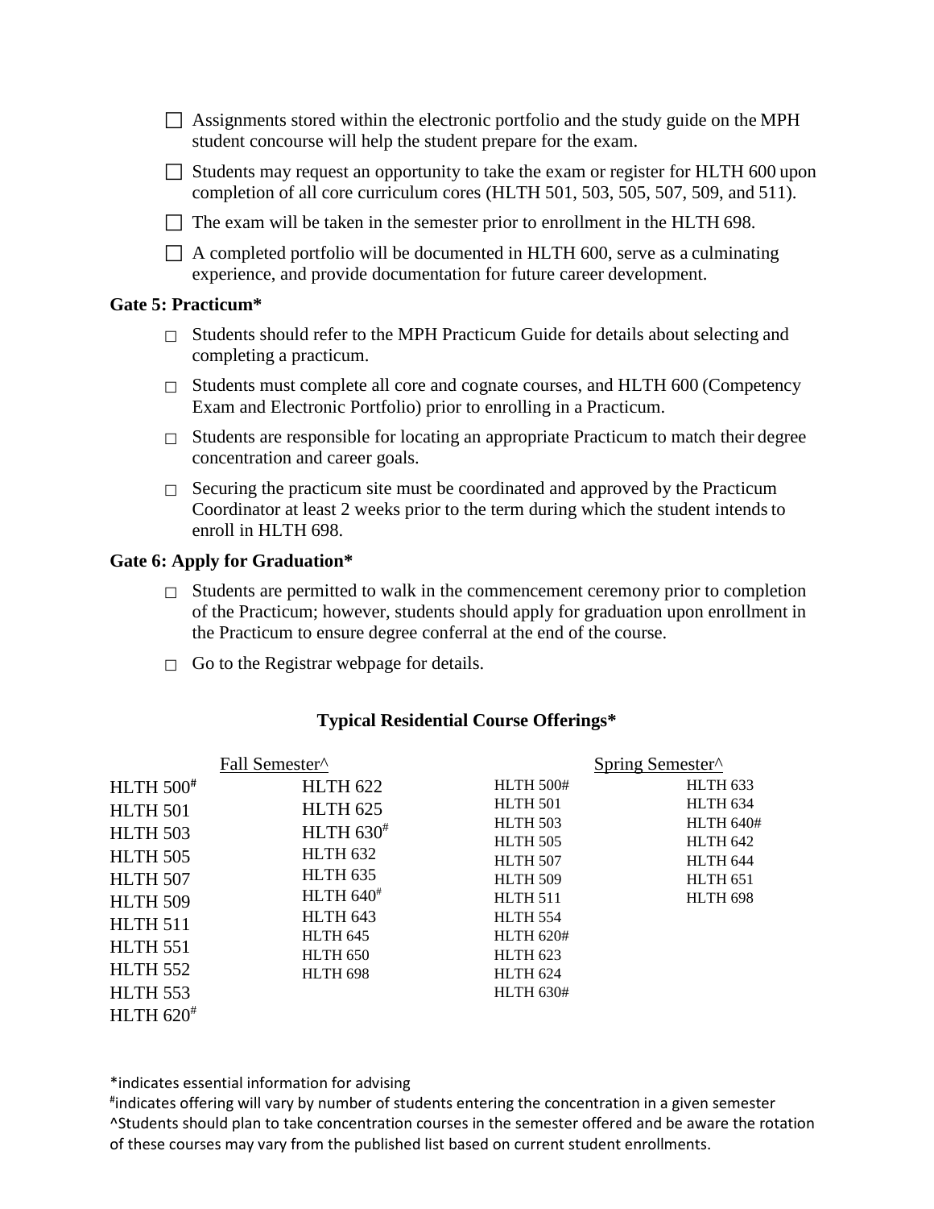- ☐ Assignments stored within the electronic portfolio and the study guide on the MPH student concourse will help the student prepare for the exam.
- ☐ Students may request an opportunity to take the exam or register for HLTH 600 upon completion of all core curriculum cores (HLTH 501, 503, 505, 507, 509, and 511).
- ☐ The exam will be taken in the semester prior to enrollment in the HLTH 698.
- ☐ A completed portfolio will be documented in HLTH 600, serve as a culminating experience, and provide documentation for future career development.

**Gate 5: Practicum***

- ☐ Students should refer to the MPH Practicum Guide for details about selecting and completing a practicum.
- ☐ Students must complete all core and cognate courses, and HLTH 600 (Competency Exam and Electronic Portfolio) prior to enrolling in a Practicum.
- ☐ Students are responsible for locating an appropriate Practicum to match their degree concentration and career goals.
- ☐ Securing the practicum site must be coordinated and approved by the Practicum Coordinator at least 2 weeks prior to the term during which the student intends to enroll in HLTH 698.

**Gate 6: Apply for Graduation***

- ☐ Students are permitted to walk in the commencement ceremony prior to completion of the Practicum; however, students should apply for graduation upon enrollment in the Practicum to ensure degree conferral at the end of the course.
- ☐ Go to the Registrar webpage for details.

## Typical Residential Course Offerings*

| Fall Semester^ | | Spring Semester^ | |
|---|---|---|---|
| HLTH 500# | HLTH 622 | HLTH 500# | HLTH 633 |
| HLTH 501 | HLTH 625 | HLTH 501 | HLTH 634 |
| HLTH 503 | HLTH 630# | HLTH 503 | HLTH 640# |
| HLTH 505 | HLTH 632 | HLTH 505 | HLTH 642 |
| HLTH 507 | HLTH 635 | HLTH 507 | HLTH 644 |
| HLTH 509 | HLTH 640# | HLTH 509 | HLTH 651 |
| HLTH 511 | HLTH 643 | HLTH 511 | HLTH 698 |
| HLTH 551 | HLTH 645 | HLTH 554 | |
| HLTH 552 | HLTH 650 | HLTH 620# | |
| HLTH 553 | HLTH 698 | HLTH 623 | |
| HLTH 620# | | HLTH 624 | |
| | | HLTH 630# | |

*indicates essential information for advising
#indicates offering will vary by number of students entering the concentration in a given semester
^Students should plan to take concentration courses in the semester offered and be aware the rotation of these courses may vary from the published list based on current student enrollments.